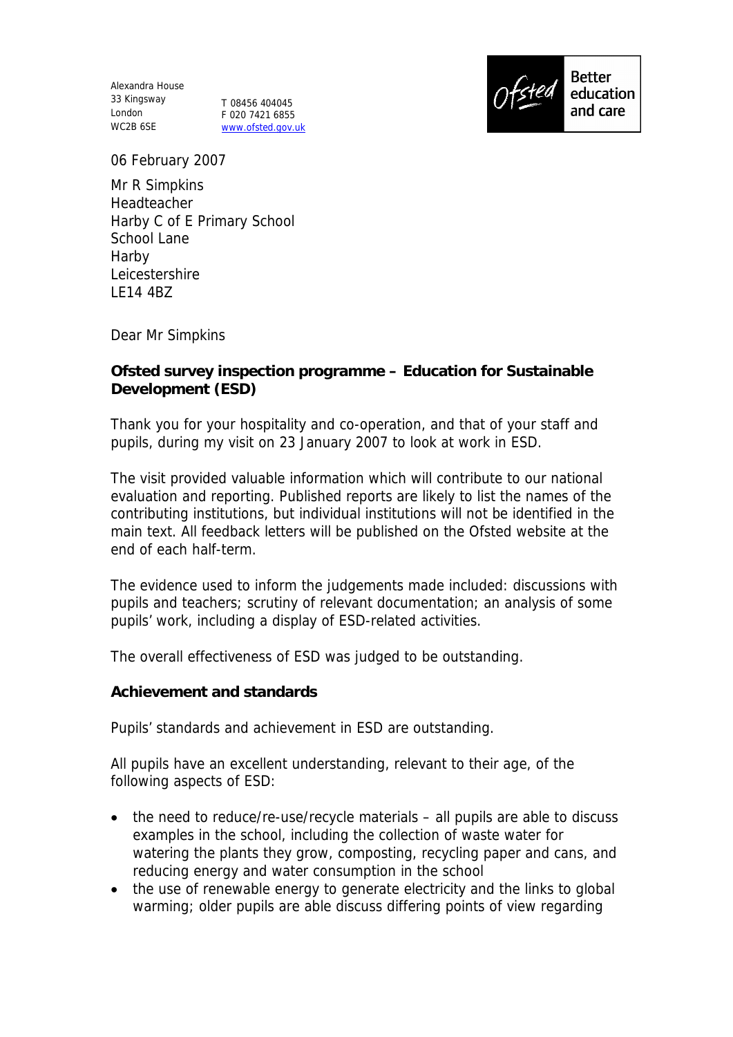Alexandra House
33 Kingsway
London
WC2B 6SE

T 08456 404045
F 020 7421 6855
www.ofsted.gov.uk

Ofsted Better education and care

06 February 2007

Mr R Simpkins
Headteacher
Harby C of E Primary School
School Lane
Harby
Leicestershire
LE14 4BZ

Dear Mr Simpkins

**Ofsted survey inspection programme – Education for Sustainable Development (ESD)**

Thank you for your hospitality and co-operation, and that of your staff and pupils, during my visit on 23 January 2007 to look at work in ESD.

The visit provided valuable information which will contribute to our national evaluation and reporting. Published reports are likely to list the names of the contributing institutions, but individual institutions will not be identified in the main text. All feedback letters will be published on the Ofsted website at the end of each half-term.

The evidence used to inform the judgements made included: discussions with pupils and teachers; scrutiny of relevant documentation; an analysis of some pupils' work, including a display of ESD-related activities.

The overall effectiveness of ESD was judged to be outstanding.

**Achievement and standards**

Pupils' standards and achievement in ESD are outstanding.

All pupils have an excellent understanding, relevant to their age, of the following aspects of ESD:

- the need to reduce/re-use/recycle materials – all pupils are able to discuss examples in the school, including the collection of waste water for watering the plants they grow, composting, recycling paper and cans, and reducing energy and water consumption in the school
- the use of renewable energy to generate electricity and the links to global warming; older pupils are able discuss differing points of view regarding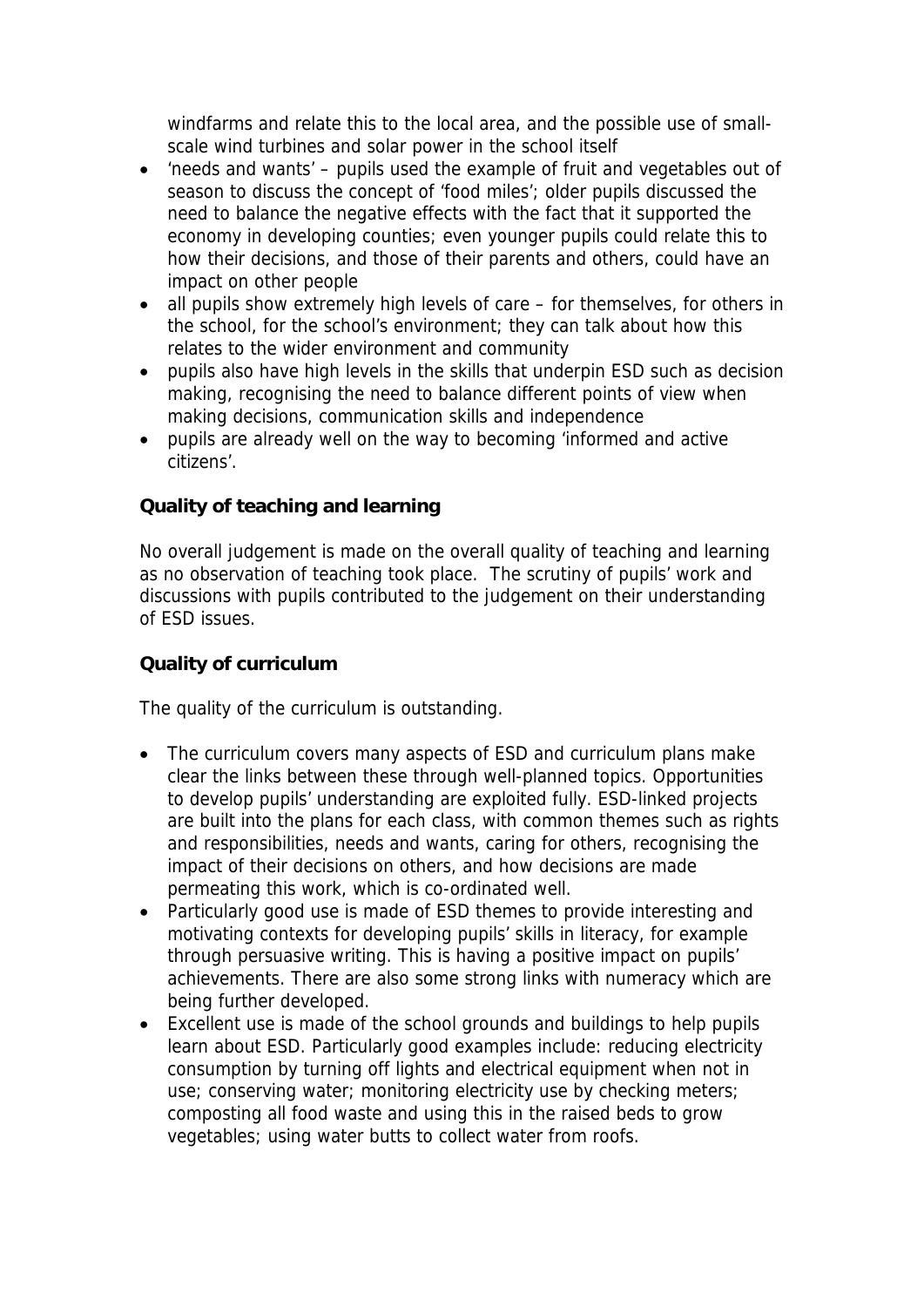windfarms and relate this to the local area, and the possible use of small-scale wind turbines and solar power in the school itself

- 'needs and wants' – pupils used the example of fruit and vegetables out of season to discuss the concept of 'food miles'; older pupils discussed the need to balance the negative effects with the fact that it supported the economy in developing counties; even younger pupils could relate this to how their decisions, and those of their parents and others, could have an impact on other people
- all pupils show extremely high levels of care – for themselves, for others in the school, for the school's environment; they can talk about how this relates to the wider environment and community
- pupils also have high levels in the skills that underpin ESD such as decision making, recognising the need to balance different points of view when making decisions, communication skills and independence
- pupils are already well on the way to becoming 'informed and active citizens'.

**Quality of teaching and learning**

No overall judgement is made on the overall quality of teaching and learning as no observation of teaching took place. The scrutiny of pupils' work and discussions with pupils contributed to the judgement on their understanding of ESD issues.

**Quality of curriculum**

The quality of the curriculum is outstanding.

- The curriculum covers many aspects of ESD and curriculum plans make clear the links between these through well-planned topics. Opportunities to develop pupils' understanding are exploited fully. ESD-linked projects are built into the plans for each class, with common themes such as rights and responsibilities, needs and wants, caring for others, recognising the impact of their decisions on others, and how decisions are made permeating this work, which is co-ordinated well.
- Particularly good use is made of ESD themes to provide interesting and motivating contexts for developing pupils' skills in literacy, for example through persuasive writing. This is having a positive impact on pupils' achievements. There are also some strong links with numeracy which are being further developed.
- Excellent use is made of the school grounds and buildings to help pupils learn about ESD. Particularly good examples include: reducing electricity consumption by turning off lights and electrical equipment when not in use; conserving water; monitoring electricity use by checking meters; composting all food waste and using this in the raised beds to grow vegetables; using water butts to collect water from roofs.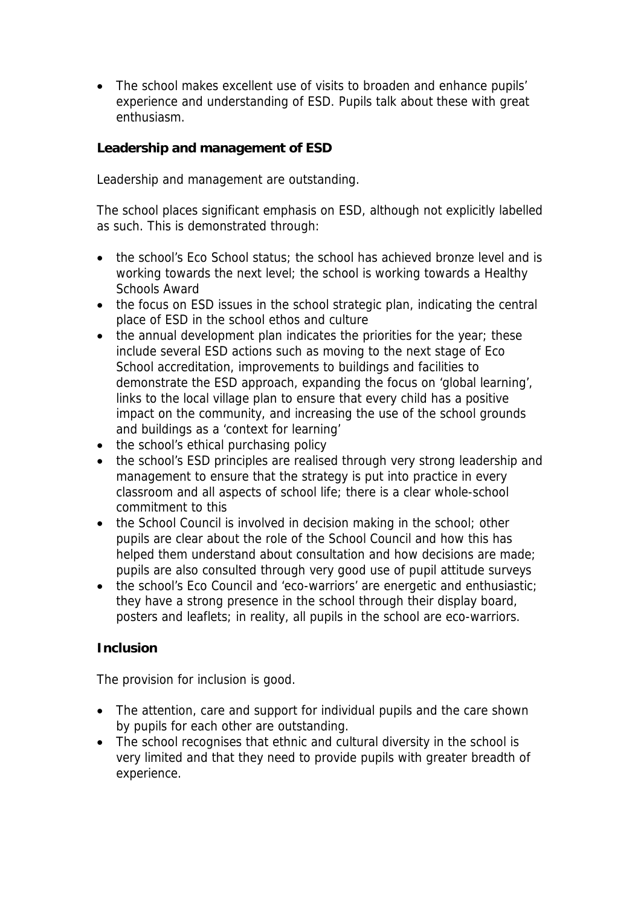- The school makes excellent use of visits to broaden and enhance pupils' experience and understanding of ESD. Pupils talk about these with great enthusiasm.

**Leadership and management of ESD**

Leadership and management are outstanding.

The school places significant emphasis on ESD, although not explicitly labelled as such. This is demonstrated through:

- the school's Eco School status; the school has achieved bronze level and is working towards the next level; the school is working towards a Healthy Schools Award
- the focus on ESD issues in the school strategic plan, indicating the central place of ESD in the school ethos and culture
- the annual development plan indicates the priorities for the year; these include several ESD actions such as moving to the next stage of Eco School accreditation, improvements to buildings and facilities to demonstrate the ESD approach, expanding the focus on 'global learning', links to the local village plan to ensure that every child has a positive impact on the community, and increasing the use of the school grounds and buildings as a 'context for learning'
- the school's ethical purchasing policy
- the school's ESD principles are realised through very strong leadership and management to ensure that the strategy is put into practice in every classroom and all aspects of school life; there is a clear whole-school commitment to this
- the School Council is involved in decision making in the school; other pupils are clear about the role of the School Council and how this has helped them understand about consultation and how decisions are made; pupils are also consulted through very good use of pupil attitude surveys
- the school's Eco Council and 'eco-warriors' are energetic and enthusiastic; they have a strong presence in the school through their display board, posters and leaflets; in reality, all pupils in the school are eco-warriors.

**Inclusion**

The provision for inclusion is good.

- The attention, care and support for individual pupils and the care shown by pupils for each other are outstanding.
- The school recognises that ethnic and cultural diversity in the school is very limited and that they need to provide pupils with greater breadth of experience.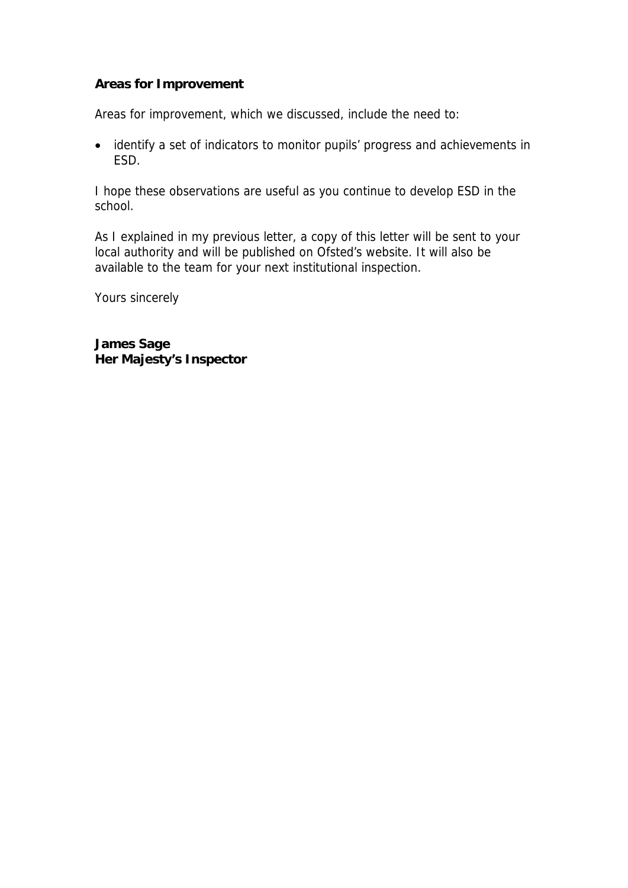**Areas for Improvement**

Areas for improvement, which we discussed, include the need to:

- identify a set of indicators to monitor pupils' progress and achievements in ESD.

I hope these observations are useful as you continue to develop ESD in the school.

As I explained in my previous letter, a copy of this letter will be sent to your local authority and will be published on Ofsted's website. It will also be available to the team for your next institutional inspection.

Yours sincerely

**James Sage**
**Her Majesty's Inspector**